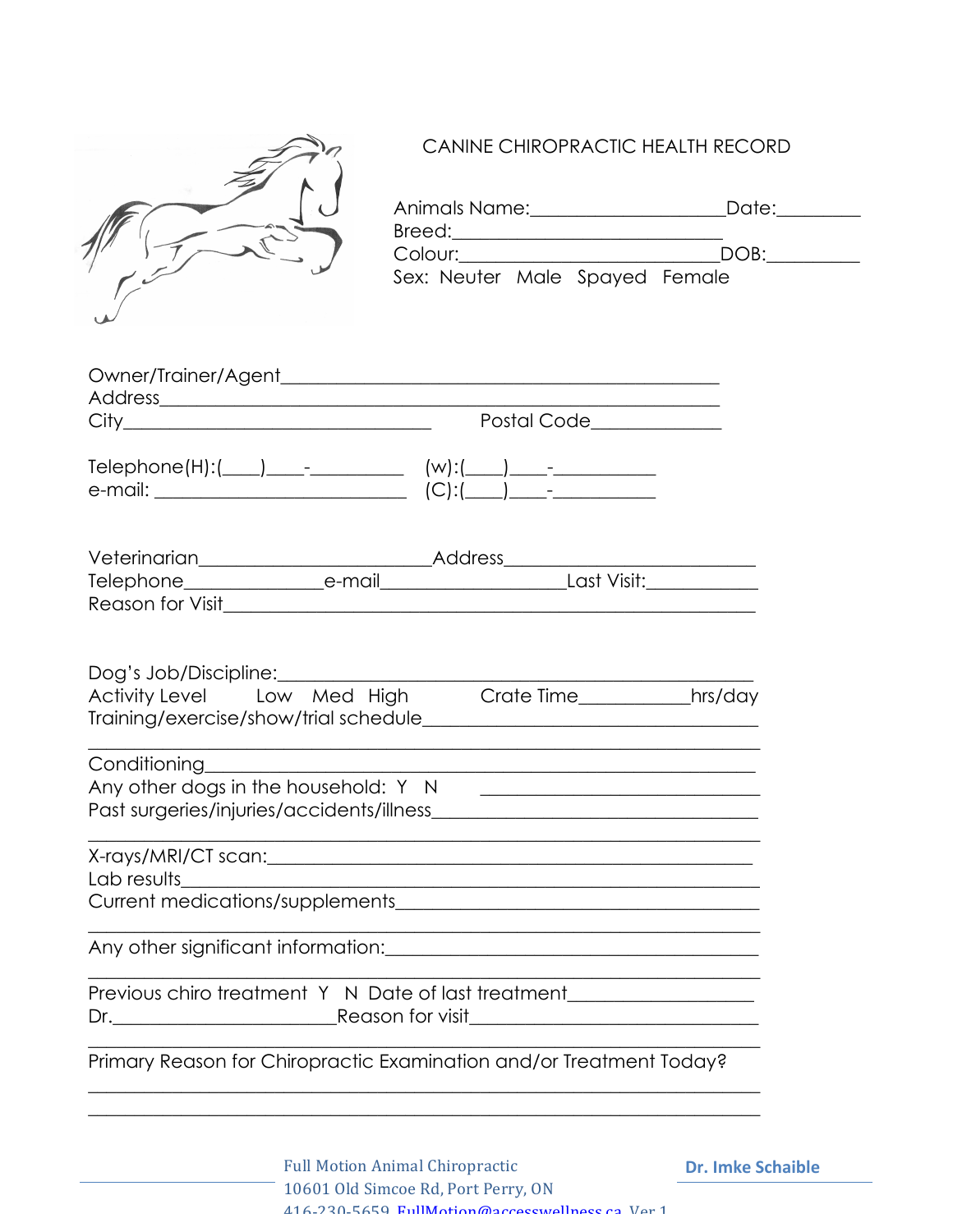# CANINE CHIROPRACTIC HEALTH RECORD

Animals Name:____________________Date:_________
Breed:____________________________
Colour:___________________________DOB:__________
Sex: Neuter Male Spayed Female

Owner/Trainer/Agent_____________________________________________
Address_______________________________________________________
City________________________________ Postal Code_____________

Telephone(H):(____)____-__________ (w):(____)____-___________
e-mail: ___________________________ (C):(____)____-___________

Veterinarian_______________________Address________________________
Telephone______________e-mail__________________Last Visit:___________
Reason for Visit__________________________________________________

Dog's Job/Discipline:_______________________________________________
Activity Level Low Med High Crate Time___________hrs/day
Training/exercise/show/trial schedule_____________________________________
_____________________________________________________________________
Conditioning__________________________________________________________
Any other dogs in the household: Y N ___________________________
Past surgeries/injuries/accidents/illness___________________________________
_____________________________________________________________________
X-rays/MRI/CT scan:_____________________________________________
Lab results____________________________________________________________
Current medications/supplements___________________________________
_____________________________________________________________________
Any other significant information:____________________________________
_____________________________________________________________________
Previous chiro treatment Y N Date of last treatment__________________
Dr._______________________Reason for visit____________________________
_____________________________________________________________________
Primary Reason for Chiropractic Examination and/or Treatment Today?
_____________________________________________________________________
_____________________________________________________________________

Full Motion Animal Chiropractic
10601 Old Simcoe Rd, Port Perry, ON
416-230-5659 FullMotion@accesswellness.ca Ver 1

**Dr. Imke Schaible**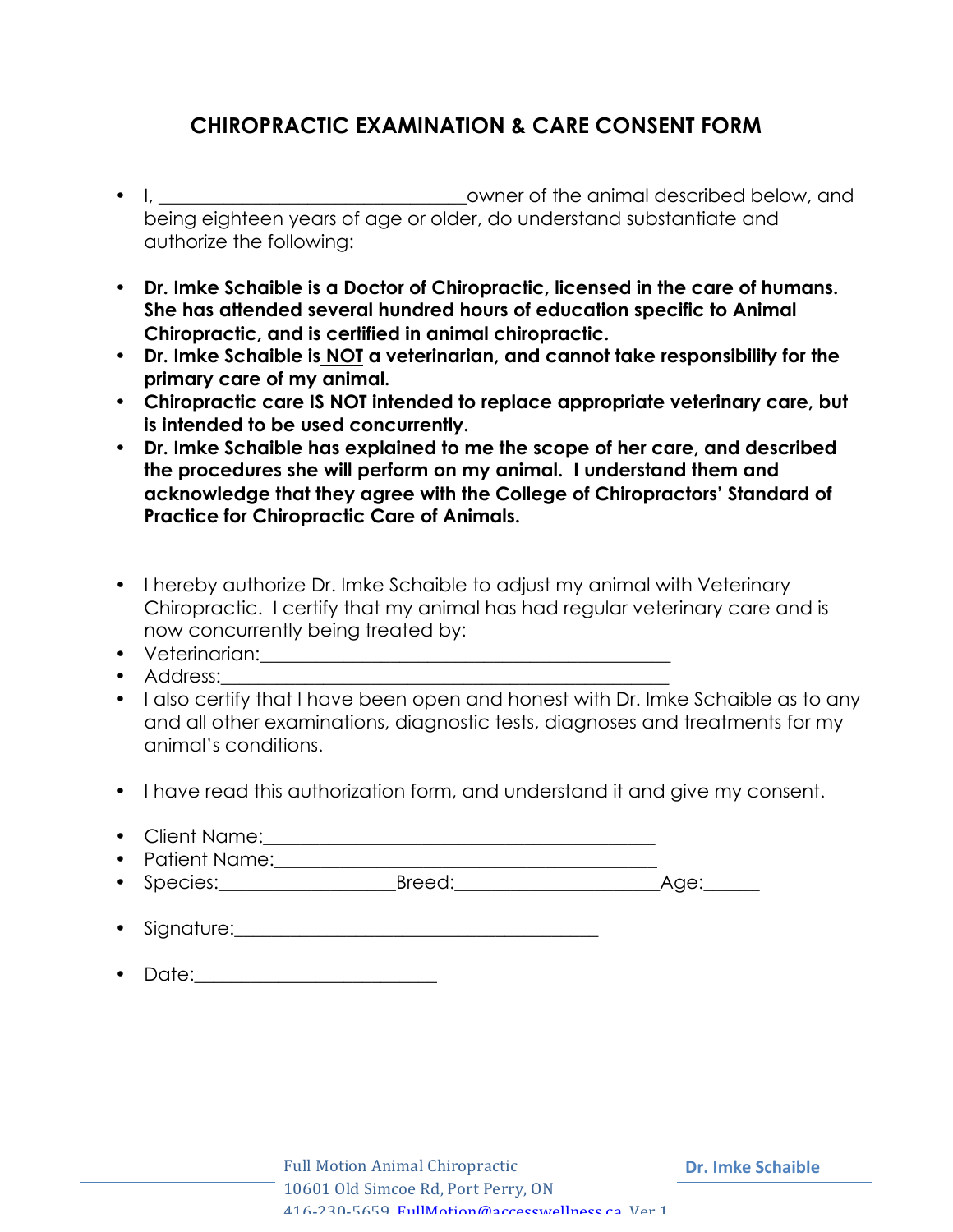# CHIROPRACTIC EXAMINATION & CARE CONSENT FORM

- I, ______________________________owner of the animal described below, and being eighteen years of age or older, do understand substantiate and authorize the following:

- **Dr. Imke Schaible is a Doctor of Chiropractic, licensed in the care of humans. She has attended several hundred hours of education specific to Animal Chiropractic, and is certified in animal chiropractic.**
- **Dr. Imke Schaible is <u>NOT</u> a veterinarian, and cannot take responsibility for the primary care of my animal.**
- **Chiropractic care <u>IS NOT</u> intended to replace appropriate veterinary care, but is intended to be used concurrently.**
- **Dr. Imke Schaible has explained to me the scope of her care, and described the procedures she will perform on my animal. I understand them and acknowledge that they agree with the College of Chiropractors' Standard of Practice for Chiropractic Care of Animals.**

- I hereby authorize Dr. Imke Schaible to adjust my animal with Veterinary Chiropractic. I certify that my animal has had regular veterinary care and is now concurrently being treated by:
- Veterinarian:________________________________________
- Address:___________________________________________
- I also certify that I have been open and honest with Dr. Imke Schaible as to any and all other examinations, diagnostic tests, diagnoses and treatments for my animal's conditions.

- I have read this authorization form, and understand it and give my consent.

- Client Name:_______________________________________
- Patient Name:______________________________________
- Species:________________Breed:__________________Age:_____

- Signature:__________________________________

- Date:______________________